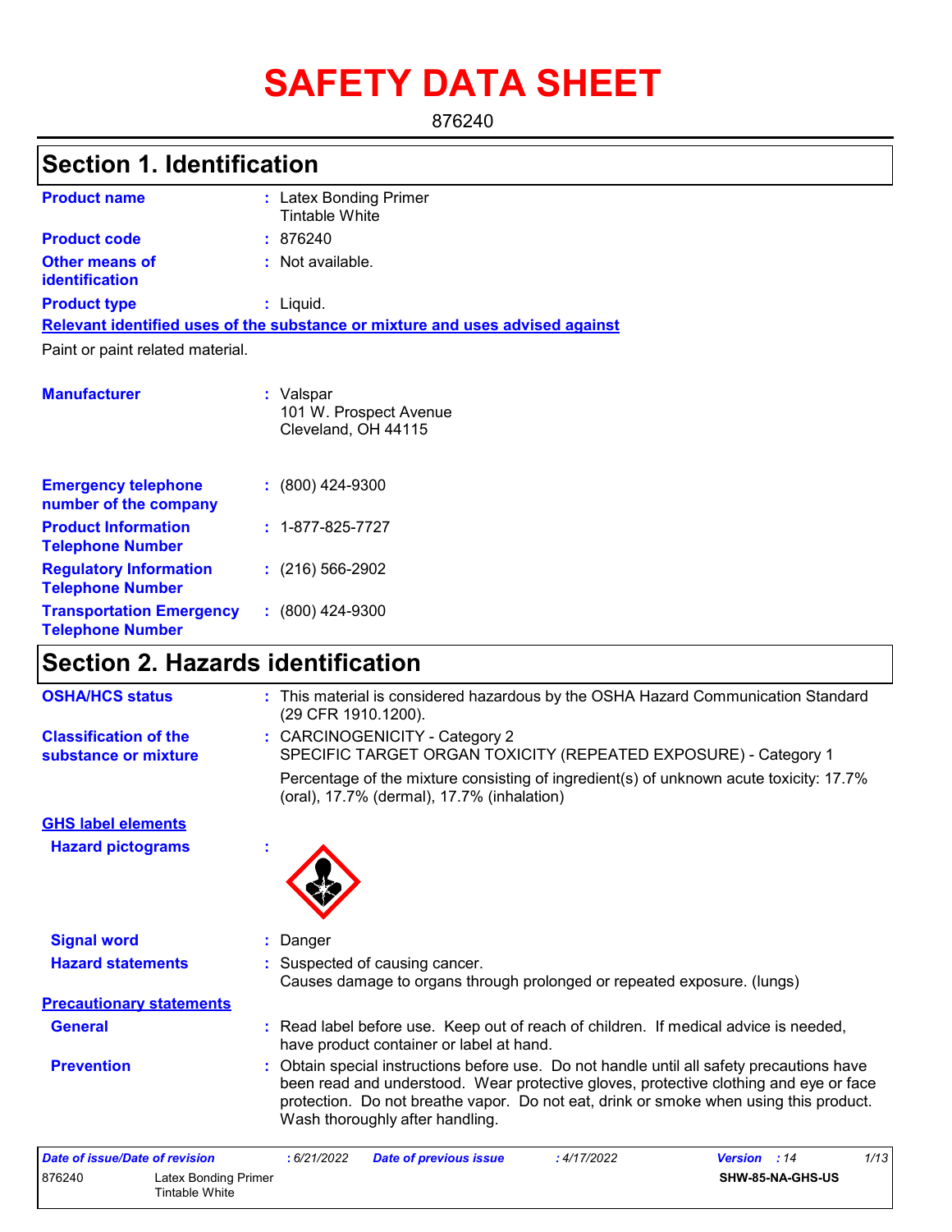# SAFETY DATA SHEET

876240

## Section 1. Identification

| | | |
|---|---|---|
| **Product name** | : | Latex Bonding Primer<br>Tintable White |
| **Product code** | : | 876240 |
| **Other means of identification** | : | Not available. |
| **Product type** | : | Liquid. |

**Relevant identified uses of the substance or mixture and uses advised against**

Paint or paint related material.

| | | |
|---|---|---|
| **Manufacturer** | : | Valspar<br>101 W. Prospect Avenue<br>Cleveland, OH 44115 |
| **Emergency telephone number of the company** | : | (800) 424-9300 |
| **Product Information Telephone Number** | : | 1-877-825-7727 |
| **Regulatory Information Telephone Number** | : | (216) 566-2902 |
| **Transportation Emergency Telephone Number** | : | (800) 424-9300 |

## Section 2. Hazards identification

| | | |
|---|---|---|
| **OSHA/HCS status** | : | This material is considered hazardous by the OSHA Hazard Communication Standard (29 CFR 1910.1200). |
| **Classification of the substance or mixture** | : | CARCINOGENICITY - Category 2<br>SPECIFIC TARGET ORGAN TOXICITY (REPEATED EXPOSURE) - Category 1<br>Percentage of the mixture consisting of ingredient(s) of unknown acute toxicity: 17.7% (oral), 17.7% (dermal), 17.7% (inhalation) |

**GHS label elements**

| | | |
|---|---|---|
| **Hazard pictograms** | : | |
| **Signal word** | : | Danger |
| **Hazard statements** | : | Suspected of causing cancer.<br>Causes damage to organs through prolonged or repeated exposure. (lungs) |

**Precautionary statements**

| | | |
|---|---|---|
| **General** | : | Read label before use. Keep out of reach of children. If medical advice is needed, have product container or label at hand. |
| **Prevention** | : | Obtain special instructions before use. Do not handle until all safety precautions have been read and understood. Wear protective gloves, protective clothing and eye or face protection. Do not breathe vapor. Do not eat, drink or smoke when using this product. Wash thoroughly after handling. |

*Date of issue/Date of revision* : 6/21/2022 *Date of previous issue* : 4/17/2022 *Version* : 14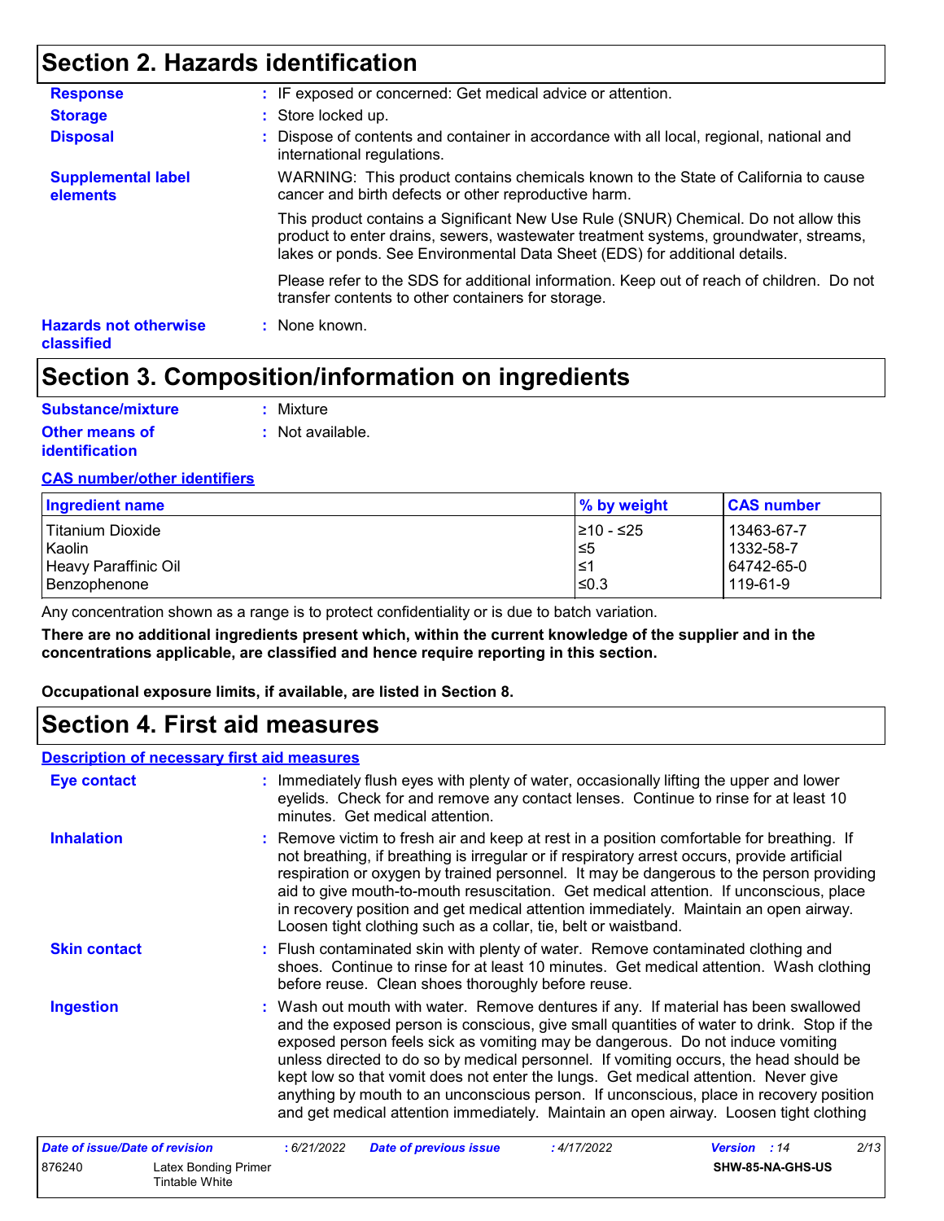## Section 2. Hazards identification

**Response** : IF exposed or concerned: Get medical advice or attention.

**Storage** : Store locked up.

**Disposal** : Dispose of contents and container in accordance with all local, regional, national and international regulations.

**Supplemental label elements**

WARNING: This product contains chemicals known to the State of California to cause cancer and birth defects or other reproductive harm.

This product contains a Significant New Use Rule (SNUR) Chemical. Do not allow this product to enter drains, sewers, wastewater treatment systems, groundwater, streams, lakes or ponds. See Environmental Data Sheet (EDS) for additional details.

Please refer to the SDS for additional information. Keep out of reach of children. Do not transfer contents to other containers for storage.

**Hazards not otherwise classified** : None known.

## Section 3. Composition/information on ingredients

**Substance/mixture** : Mixture

**Other means of identification** : Not available.

**CAS number/other identifiers**

| Ingredient name | % by weight | CAS number |
|---|---|---|
| Titanium Dioxide | ≥10 - ≤25 | 13463-67-7 |
| Kaolin | ≤5 | 1332-58-7 |
| Heavy Paraffinic Oil | ≤1 | 64742-65-0 |
| Benzophenone | ≤0.3 | 119-61-9 |

Any concentration shown as a range is to protect confidentiality or is due to batch variation.

**There are no additional ingredients present which, within the current knowledge of the supplier and in the concentrations applicable, are classified and hence require reporting in this section.**

**Occupational exposure limits, if available, are listed in Section 8.**

## Section 4. First aid measures

**Description of necessary first aid measures**

**Eye contact** : Immediately flush eyes with plenty of water, occasionally lifting the upper and lower eyelids. Check for and remove any contact lenses. Continue to rinse for at least 10 minutes. Get medical attention.

**Inhalation** : Remove victim to fresh air and keep at rest in a position comfortable for breathing. If not breathing, if breathing is irregular or if respiratory arrest occurs, provide artificial respiration or oxygen by trained personnel. It may be dangerous to the person providing aid to give mouth-to-mouth resuscitation. Get medical attention. If unconscious, place in recovery position and get medical attention immediately. Maintain an open airway. Loosen tight clothing such as a collar, tie, belt or waistband.

**Skin contact** : Flush contaminated skin with plenty of water. Remove contaminated clothing and shoes. Continue to rinse for at least 10 minutes. Get medical attention. Wash clothing before reuse. Clean shoes thoroughly before reuse.

**Ingestion** : Wash out mouth with water. Remove dentures if any. If material has been swallowed and the exposed person is conscious, give small quantities of water to drink. Stop if the exposed person feels sick as vomiting may be dangerous. Do not induce vomiting unless directed to do so by medical personnel. If vomiting occurs, the head should be kept low so that vomit does not enter the lungs. Get medical attention. Never give anything by mouth to an unconscious person. If unconscious, place in recovery position and get medical attention immediately. Maintain an open airway. Loosen tight clothing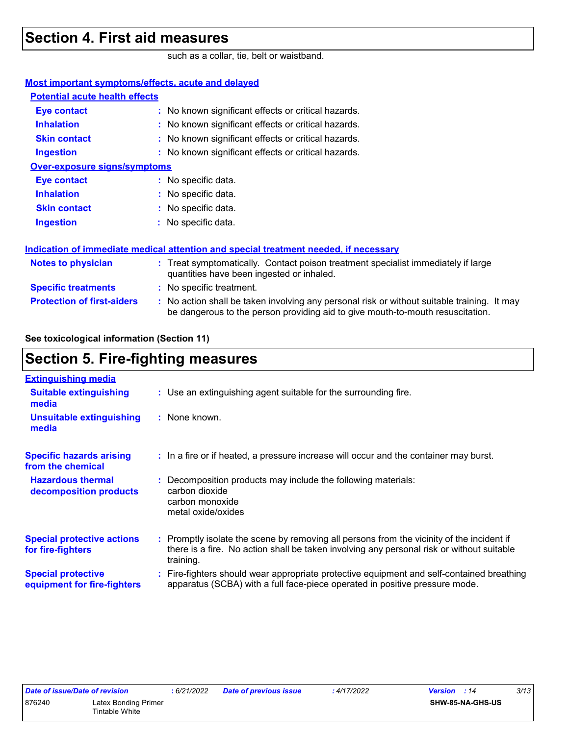## Section 4. First aid measures

such as a collar, tie, belt or waistband.

**Most important symptoms/effects, acute and delayed**

**Potential acute health effects**

**Eye contact** : No known significant effects or critical hazards.

**Inhalation** : No known significant effects or critical hazards.

**Skin contact** : No known significant effects or critical hazards.

**Ingestion** : No known significant effects or critical hazards.

**Over-exposure signs/symptoms**

**Eye contact** : No specific data.

**Inhalation** : No specific data.

**Skin contact** : No specific data.

**Ingestion** : No specific data.

**Indication of immediate medical attention and special treatment needed, if necessary**

**Notes to physician** : Treat symptomatically. Contact poison treatment specialist immediately if large quantities have been ingested or inhaled.

**Specific treatments** : No specific treatment.

**Protection of first-aiders** : No action shall be taken involving any personal risk or without suitable training. It may be dangerous to the person providing aid to give mouth-to-mouth resuscitation.

**See toxicological information (Section 11)**

## Section 5. Fire-fighting measures

**Extinguishing media**

**Suitable extinguishing media** : Use an extinguishing agent suitable for the surrounding fire.

**Unsuitable extinguishing media** : None known.

**Specific hazards arising from the chemical** : In a fire or if heated, a pressure increase will occur and the container may burst.

**Hazardous thermal decomposition products** : Decomposition products may include the following materials:
carbon dioxide
carbon monoxide
metal oxide/oxides

**Special protective actions for fire-fighters** : Promptly isolate the scene by removing all persons from the vicinity of the incident if there is a fire. No action shall be taken involving any personal risk or without suitable training.

**Special protective equipment for fire-fighters** : Fire-fighters should wear appropriate protective equipment and self-contained breathing apparatus (SCBA) with a full face-piece operated in positive pressure mode.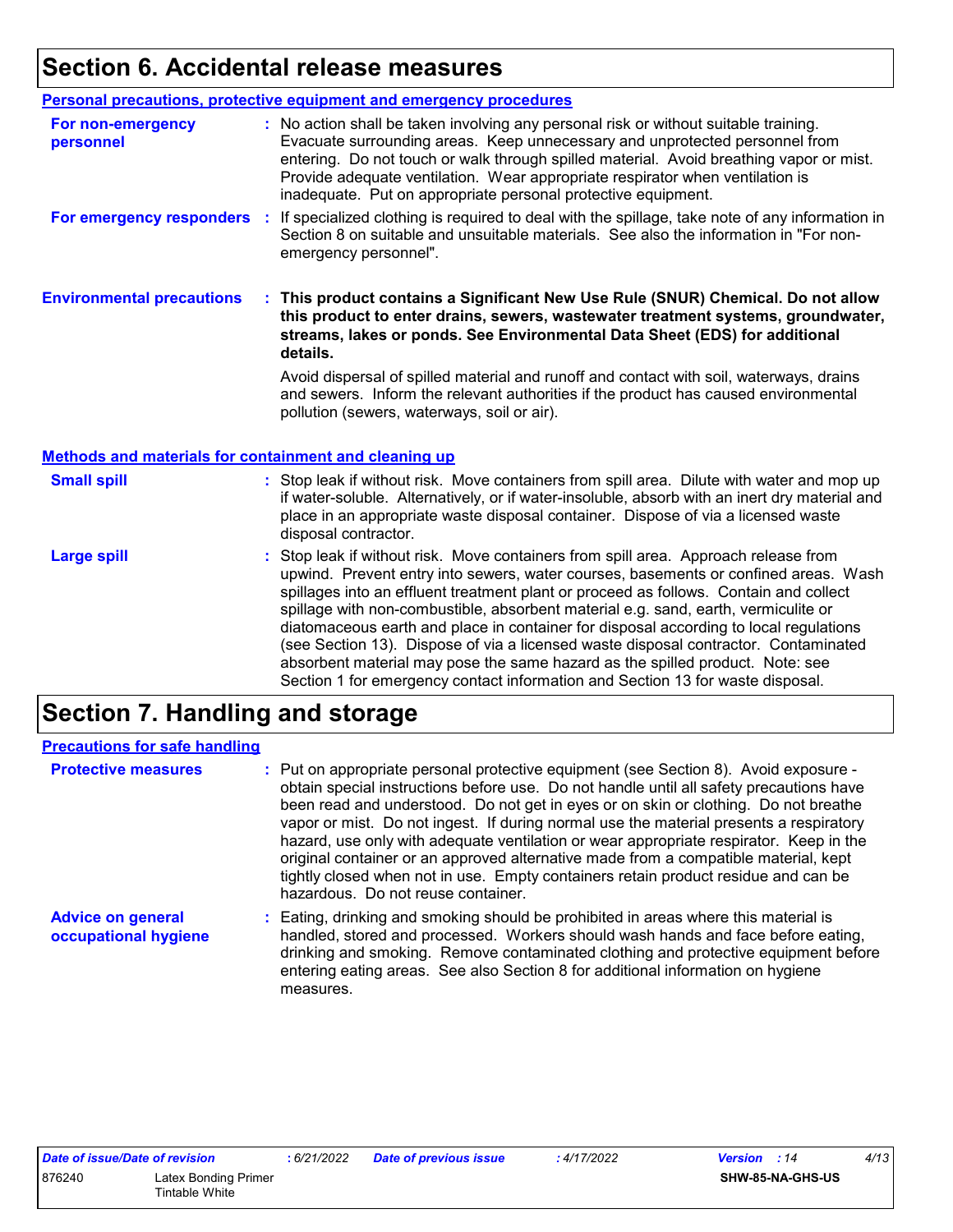# Section 6. Accidental release measures

## Personal precautions, protective equipment and emergency procedures

**For non-emergency personnel** : No action shall be taken involving any personal risk or without suitable training. Evacuate surrounding areas. Keep unnecessary and unprotected personnel from entering. Do not touch or walk through spilled material. Avoid breathing vapor or mist. Provide adequate ventilation. Wear appropriate respirator when ventilation is inadequate. Put on appropriate personal protective equipment.

**For emergency responders** : If specialized clothing is required to deal with the spillage, take note of any information in Section 8 on suitable and unsuitable materials. See also the information in "For non-emergency personnel".

**Environmental precautions** : **This product contains a Significant New Use Rule (SNUR) Chemical. Do not allow this product to enter drains, sewers, wastewater treatment systems, groundwater, streams, lakes or ponds. See Environmental Data Sheet (EDS) for additional details.**

Avoid dispersal of spilled material and runoff and contact with soil, waterways, drains and sewers. Inform the relevant authorities if the product has caused environmental pollution (sewers, waterways, soil or air).

## Methods and materials for containment and cleaning up

**Small spill** : Stop leak if without risk. Move containers from spill area. Dilute with water and mop up if water-soluble. Alternatively, or if water-insoluble, absorb with an inert dry material and place in an appropriate waste disposal container. Dispose of via a licensed waste disposal contractor.

**Large spill** : Stop leak if without risk. Move containers from spill area. Approach release from upwind. Prevent entry into sewers, water courses, basements or confined areas. Wash spillages into an effluent treatment plant or proceed as follows. Contain and collect spillage with non-combustible, absorbent material e.g. sand, earth, vermiculite or diatomaceous earth and place in container for disposal according to local regulations (see Section 13). Dispose of via a licensed waste disposal contractor. Contaminated absorbent material may pose the same hazard as the spilled product. Note: see Section 1 for emergency contact information and Section 13 for waste disposal.

# Section 7. Handling and storage

## Precautions for safe handling

**Protective measures** : Put on appropriate personal protective equipment (see Section 8). Avoid exposure - obtain special instructions before use. Do not handle until all safety precautions have been read and understood. Do not get in eyes or on skin or clothing. Do not breathe vapor or mist. Do not ingest. If during normal use the material presents a respiratory hazard, use only with adequate ventilation or wear appropriate respirator. Keep in the original container or an approved alternative made from a compatible material, kept tightly closed when not in use. Empty containers retain product residue and can be hazardous. Do not reuse container.

**Advice on general occupational hygiene** : Eating, drinking and smoking should be prohibited in areas where this material is handled, stored and processed. Workers should wash hands and face before eating, drinking and smoking. Remove contaminated clothing and protective equipment before entering eating areas. See also Section 8 for additional information on hygiene measures.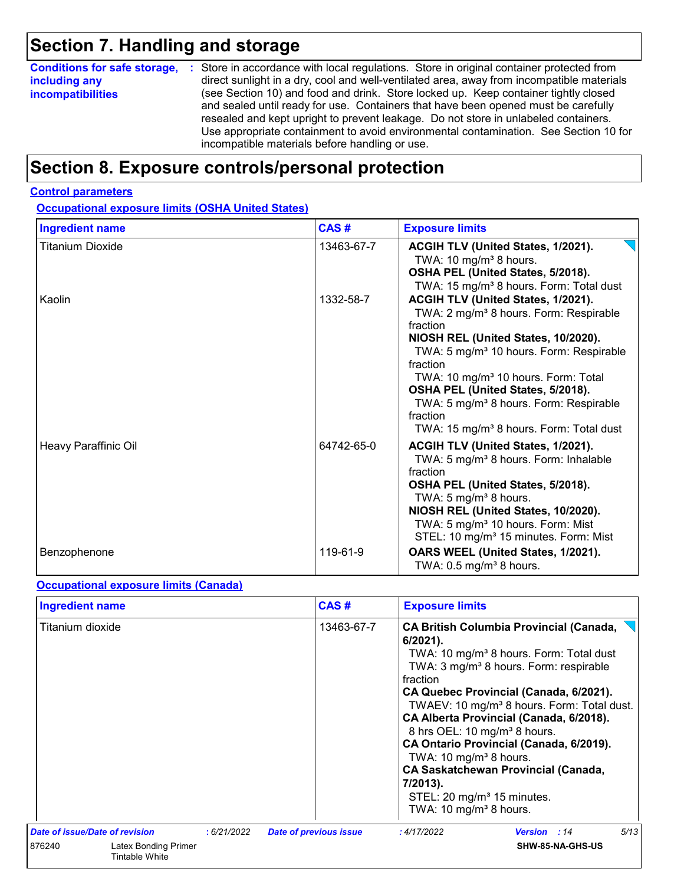# Section 7. Handling and storage

**Conditions for safe storage, including any incompatibilities** : Store in accordance with local regulations. Store in original container protected from direct sunlight in a dry, cool and well-ventilated area, away from incompatible materials (see Section 10) and food and drink. Store locked up. Keep container tightly closed and sealed until ready for use. Containers that have been opened must be carefully resealed and kept upright to prevent leakage. Do not store in unlabeled containers. Use appropriate containment to avoid environmental contamination. See Section 10 for incompatible materials before handling or use.

# Section 8. Exposure controls/personal protection

## Control parameters

### Occupational exposure limits (OSHA United States)

| Ingredient name | CAS # | Exposure limits |
|---|---|---|
| Titanium Dioxide | 13463-67-7 | **ACGIH TLV (United States, 1/2021).**<br>TWA: 10 mg/m³ 8 hours.<br>**OSHA PEL (United States, 5/2018).**<br>TWA: 15 mg/m³ 8 hours. Form: Total dust |
| Kaolin | 1332-58-7 | **ACGIH TLV (United States, 1/2021).**<br>TWA: 2 mg/m³ 8 hours. Form: Respirable fraction<br>**NIOSH REL (United States, 10/2020).**<br>TWA: 5 mg/m³ 10 hours. Form: Respirable fraction<br>TWA: 10 mg/m³ 10 hours. Form: Total<br>**OSHA PEL (United States, 5/2018).**<br>TWA: 5 mg/m³ 8 hours. Form: Respirable fraction<br>TWA: 15 mg/m³ 8 hours. Form: Total dust |
| Heavy Paraffinic Oil | 64742-65-0 | **ACGIH TLV (United States, 1/2021).**<br>TWA: 5 mg/m³ 8 hours. Form: Inhalable fraction<br>**OSHA PEL (United States, 5/2018).**<br>TWA: 5 mg/m³ 8 hours.<br>**NIOSH REL (United States, 10/2020).**<br>TWA: 5 mg/m³ 10 hours. Form: Mist<br>STEL: 10 mg/m³ 15 minutes. Form: Mist |
| Benzophenone | 119-61-9 | **OARS WEEL (United States, 1/2021).**<br>TWA: 0.5 mg/m³ 8 hours. |

### Occupational exposure limits (Canada)

| Ingredient name | CAS # | Exposure limits |
|---|---|---|
| Titanium dioxide | 13463-67-7 | **CA British Columbia Provincial (Canada, 6/2021).**<br>TWA: 10 mg/m³ 8 hours. Form: Total dust<br>TWA: 3 mg/m³ 8 hours. Form: respirable fraction<br>**CA Quebec Provincial (Canada, 6/2021).**<br>TWAEV: 10 mg/m³ 8 hours. Form: Total dust.<br>**CA Alberta Provincial (Canada, 6/2018).**<br>8 hrs OEL: 10 mg/m³ 8 hours.<br>**CA Ontario Provincial (Canada, 6/2019).**<br>TWA: 10 mg/m³ 8 hours.<br>**CA Saskatchewan Provincial (Canada, 7/2013).**<br>STEL: 20 mg/m³ 15 minutes.<br>TWA: 10 mg/m³ 8 hours. |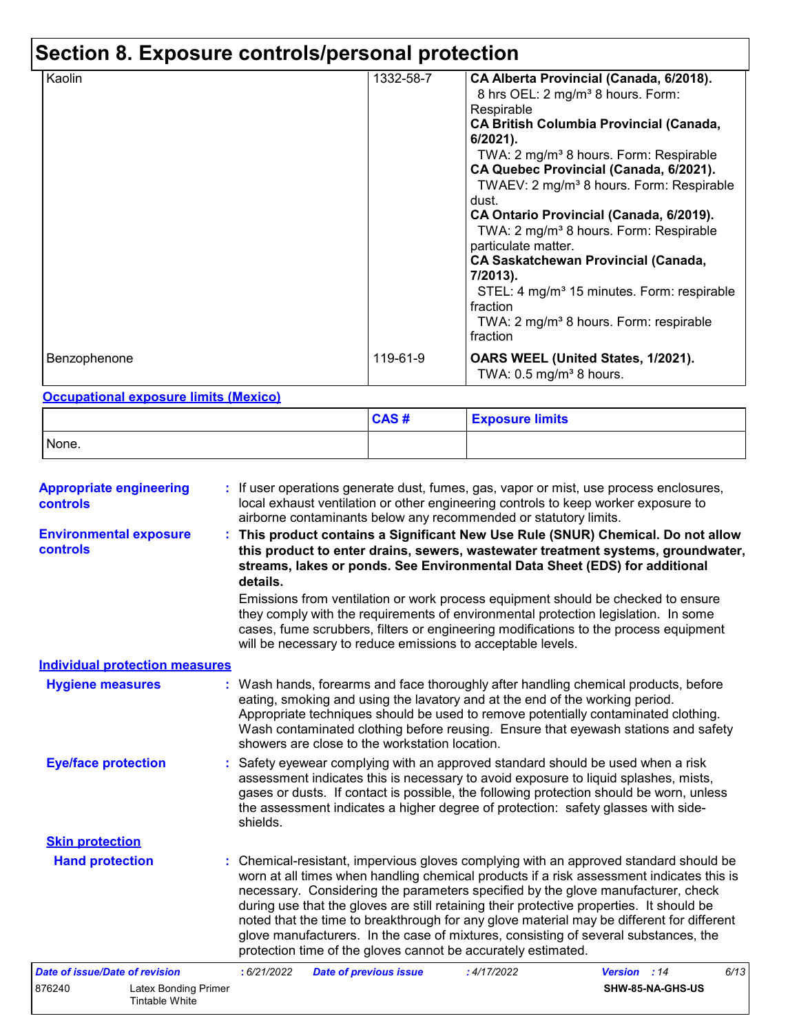# Section 8. Exposure controls/personal protection

| | | |
|---|---|---|
| Kaolin | 1332-58-7 | **CA Alberta Provincial (Canada, 6/2018).**<br>8 hrs OEL: 2 mg/m³ 8 hours. Form: Respirable<br>**CA British Columbia Provincial (Canada, 6/2021).**<br>TWA: 2 mg/m³ 8 hours. Form: Respirable<br>**CA Quebec Provincial (Canada, 6/2021).**<br>TWAEV: 2 mg/m³ 8 hours. Form: Respirable dust.<br>**CA Ontario Provincial (Canada, 6/2019).**<br>TWA: 2 mg/m³ 8 hours. Form: Respirable particulate matter.<br>**CA Saskatchewan Provincial (Canada, 7/2013).**<br>STEL: 4 mg/m³ 15 minutes. Form: respirable fraction<br>TWA: 2 mg/m³ 8 hours. Form: respirable fraction |
| Benzophenone | 119-61-9 | **OARS WEEL (United States, 1/2021).**<br>TWA: 0.5 mg/m³ 8 hours. |

**Occupational exposure limits (Mexico)**

| | CAS # | Exposure limits |
|---|---|---|
| None. | | |

**Appropriate engineering controls** : If user operations generate dust, fumes, gas, vapor or mist, use process enclosures, local exhaust ventilation or other engineering controls to keep worker exposure to airborne contaminants below any recommended or statutory limits.

**Environmental exposure controls** : **This product contains a Significant New Use Rule (SNUR) Chemical. Do not allow this product to enter drains, sewers, wastewater treatment systems, groundwater, streams, lakes or ponds. See Environmental Data Sheet (EDS) for additional details.**

Emissions from ventilation or work process equipment should be checked to ensure they comply with the requirements of environmental protection legislation. In some cases, fume scrubbers, filters or engineering modifications to the process equipment will be necessary to reduce emissions to acceptable levels.

**Individual protection measures**

**Hygiene measures** : Wash hands, forearms and face thoroughly after handling chemical products, before eating, smoking and using the lavatory and at the end of the working period. Appropriate techniques should be used to remove potentially contaminated clothing. Wash contaminated clothing before reusing. Ensure that eyewash stations and safety showers are close to the workstation location.

**Eye/face protection** : Safety eyewear complying with an approved standard should be used when a risk assessment indicates this is necessary to avoid exposure to liquid splashes, mists, gases or dusts. If contact is possible, the following protection should be worn, unless the assessment indicates a higher degree of protection: safety glasses with side-shields.

**Skin protection**

**Hand protection** : Chemical-resistant, impervious gloves complying with an approved standard should be worn at all times when handling chemical products if a risk assessment indicates this is necessary. Considering the parameters specified by the glove manufacturer, check during use that the gloves are still retaining their protective properties. It should be noted that the time to breakthrough for any glove material may be different for different glove manufacturers. In the case of mixtures, consisting of several substances, the protection time of the gloves cannot be accurately estimated.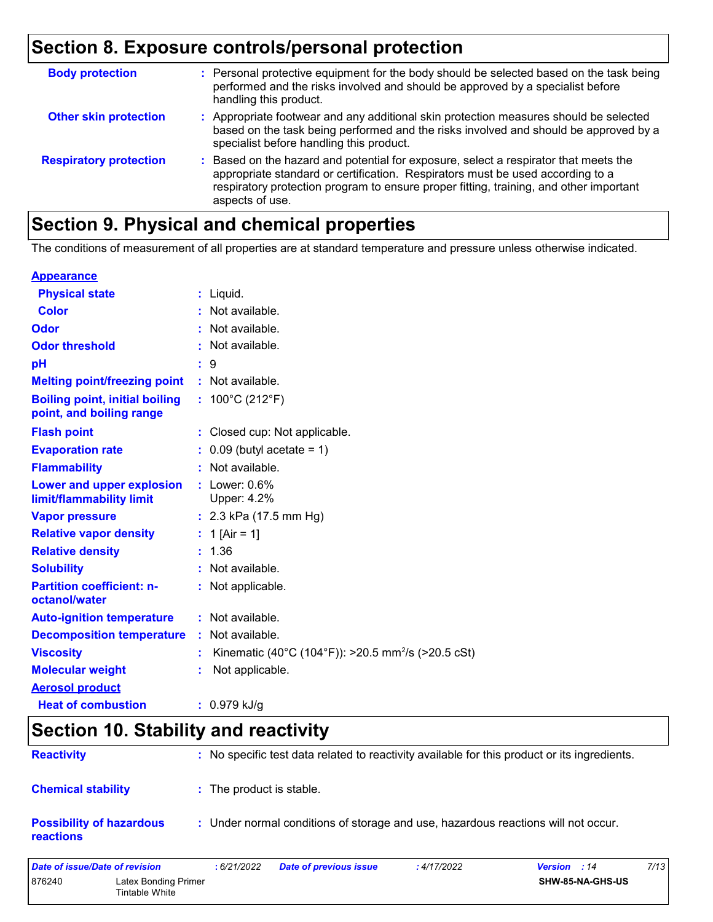## Section 8. Exposure controls/personal protection

| | |
|---|---|
| **Body protection** | : Personal protective equipment for the body should be selected based on the task being performed and the risks involved and should be approved by a specialist before handling this product. |
| **Other skin protection** | : Appropriate footwear and any additional skin protection measures should be selected based on the task being performed and the risks involved and should be approved by a specialist before handling this product. |
| **Respiratory protection** | : Based on the hazard and potential for exposure, select a respirator that meets the appropriate standard or certification. Respirators must be used according to a respiratory protection program to ensure proper fitting, training, and other important aspects of use. |

## Section 9. Physical and chemical properties

The conditions of measurement of all properties are at standard temperature and pressure unless otherwise indicated.

| | |
|---|---|
| **Appearance** | |
| **Physical state** | : Liquid. |
| **Color** | : Not available. |
| **Odor** | : Not available. |
| **Odor threshold** | : Not available. |
| **pH** | : 9 |
| **Melting point/freezing point** | : Not available. |
| **Boiling point, initial boiling point, and boiling range** | : 100°C (212°F) |
| **Flash point** | : Closed cup: Not applicable. |
| **Evaporation rate** | : 0.09 (butyl acetate = 1) |
| **Flammability** | : Not available. |
| **Lower and upper explosion limit/flammability limit** | : Lower: 0.6% Upper: 4.2% |
| **Vapor pressure** | : 2.3 kPa (17.5 mm Hg) |
| **Relative vapor density** | : 1 [Air = 1] |
| **Relative density** | : 1.36 |
| **Solubility** | : Not available. |
| **Partition coefficient: n-octanol/water** | : Not applicable. |
| **Auto-ignition temperature** | : Not available. |
| **Decomposition temperature** | : Not available. |
| **Viscosity** | : Kinematic (40°C (104°F)): >20.5 $mm^2/s$ (>20.5 cSt) |
| **Molecular weight** | : Not applicable. |
| **Aerosol product** | |
| **Heat of combustion** | : 0.979 kJ/g |

## Section 10. Stability and reactivity

| | |
|---|---|
| **Reactivity** | : No specific test data related to reactivity available for this product or its ingredients. |
| **Chemical stability** | : The product is stable. |
| **Possibility of hazardous reactions** | : Under normal conditions of storage and use, hazardous reactions will not occur. |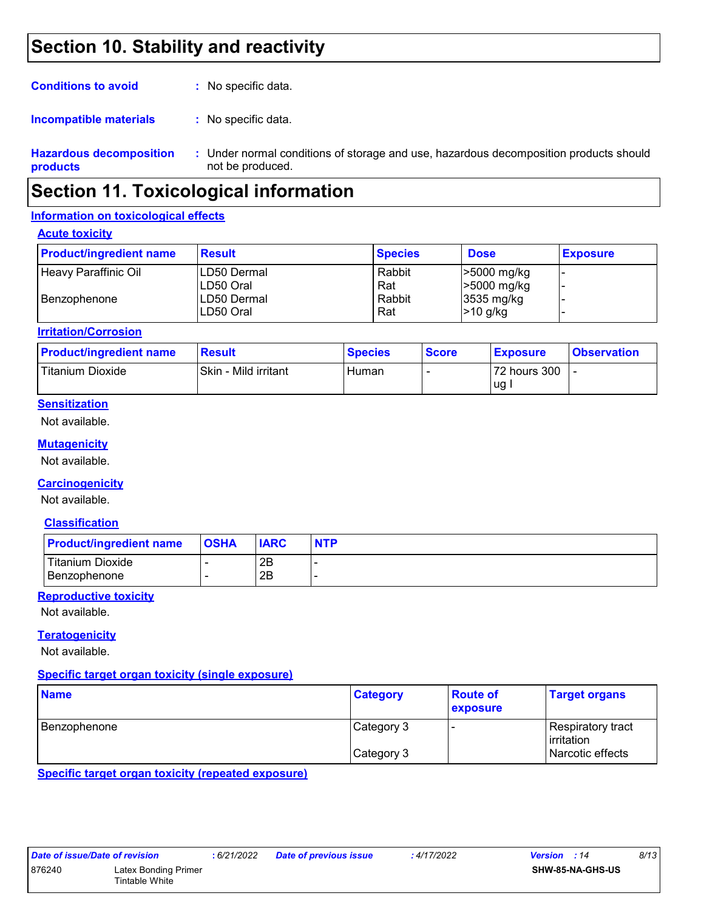# Section 10. Stability and reactivity

**Conditions to avoid** : No specific data.

**Incompatible materials** : No specific data.

**Hazardous decomposition products** : Under normal conditions of storage and use, hazardous decomposition products should not be produced.

# Section 11. Toxicological information

## Information on toxicological effects

### Acute toxicity

| Product/ingredient name | Result | Species | Dose | Exposure |
|---|---|---|---|---|
| Heavy Paraffinic Oil | LD50 Dermal | Rabbit | >5000 mg/kg | - |
| | LD50 Oral | Rat | >5000 mg/kg | - |
| Benzophenone | LD50 Dermal | Rabbit | 3535 mg/kg | - |
| | LD50 Oral | Rat | >10 g/kg | - |

### Irritation/Corrosion

| Product/ingredient name | Result | Species | Score | Exposure | Observation |
|---|---|---|---|---|---|
| Titanium Dioxide | Skin - Mild irritant | Human | - | 72 hours 300 ug I | - |

### Sensitization

Not available.

### Mutagenicity

Not available.

### Carcinogenicity

Not available.

#### Classification

| Product/ingredient name | OSHA | IARC | NTP |
|---|---|---|---|
| Titanium Dioxide | - | 2B | - |
| Benzophenone | - | 2B | - |

### Reproductive toxicity

Not available.

### Teratogenicity

Not available.

### Specific target organ toxicity (single exposure)

| Name | Category | Route of exposure | Target organs |
|---|---|---|---|
| Benzophenone | Category 3 | - | Respiratory tract irritation |
| | Category 3 | | Narcotic effects |

### Specific target organ toxicity (repeated exposure)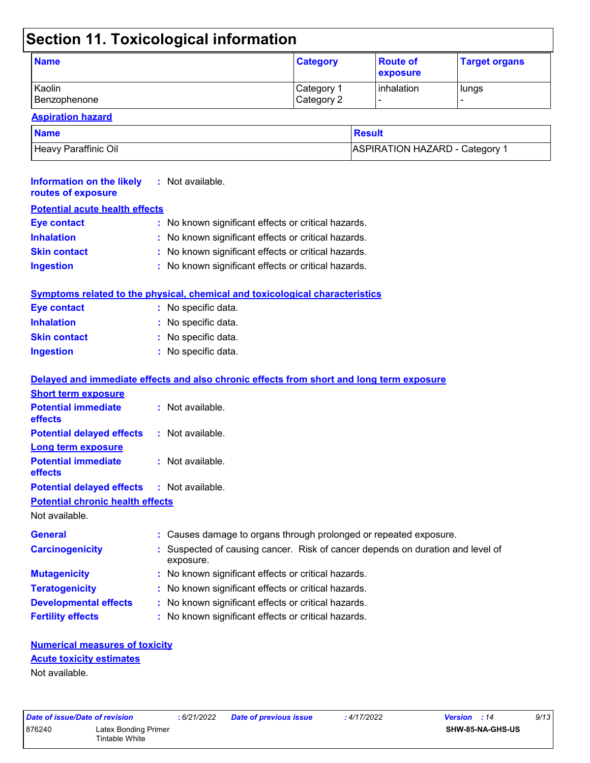# Section 11. Toxicological information

| Name | Category | Route of exposure | Target organs |
|---|---|---|---|
| Kaolin | Category 1 | inhalation | lungs |
| Benzophenone | Category 2 | - | - |

**Aspiration hazard**

| Name | Result |
|---|---|
| Heavy Paraffinic Oil | ASPIRATION HAZARD - Category 1 |

**Information on the likely routes of exposure** : Not available.

**Potential acute health effects**

**Eye contact** : No known significant effects or critical hazards.

**Inhalation** : No known significant effects or critical hazards.

**Skin contact** : No known significant effects or critical hazards.

**Ingestion** : No known significant effects or critical hazards.

**Symptoms related to the physical, chemical and toxicological characteristics**

**Eye contact** : No specific data.

**Inhalation** : No specific data.

**Skin contact** : No specific data.

**Ingestion** : No specific data.

**Delayed and immediate effects and also chronic effects from short and long term exposure**

**Short term exposure**

**Potential immediate effects** : Not available.

**Potential delayed effects** : Not available.

**Long term exposure**

**Potential immediate effects** : Not available.

**Potential delayed effects** : Not available.

**Potential chronic health effects**

Not available.

**General** : Causes damage to organs through prolonged or repeated exposure.

**Carcinogenicity** : Suspected of causing cancer. Risk of cancer depends on duration and level of exposure.

**Mutagenicity** : No known significant effects or critical hazards.

**Teratogenicity** : No known significant effects or critical hazards.

**Developmental effects** : No known significant effects or critical hazards.

**Fertility effects** : No known significant effects or critical hazards.

**Numerical measures of toxicity**

**Acute toxicity estimates**

Not available.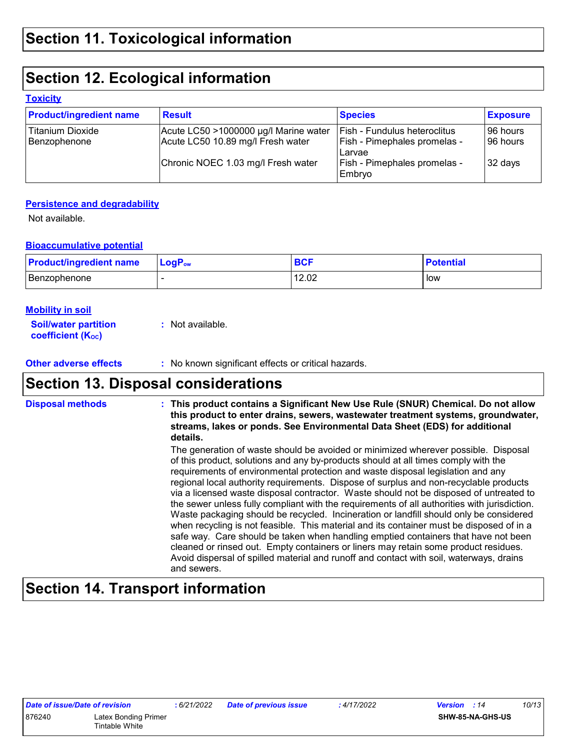## Section 11. Toxicological information

## Section 12. Ecological information

### Toxicity

| Product/ingredient name | Result | Species | Exposure |
|---|---|---|---|
| Titanium Dioxide | Acute LC50 >1000000 µg/l Marine water | Fish - Fundulus heteroclitus | 96 hours |
| Benzophenone | Acute LC50 10.89 mg/l Fresh water | Fish - Pimephales promelas - Larvae | 96 hours |
| | Chronic NOEC 1.03 mg/l Fresh water | Fish - Pimephales promelas - Embryo | 32 days |

### Persistence and degradability

Not available.

### Bioaccumulative potential

| Product/ingredient name | $LogP_{ow}$ | BCF | Potential |
|---|---|---|---|
| Benzophenone | - | 12.02 | low |

### Mobility in soil

**Soil/water partition coefficient ($K_{OC}$)** : Not available.

**Other adverse effects** : No known significant effects or critical hazards.

## Section 13. Disposal considerations

**Disposal methods** : **This product contains a Significant New Use Rule (SNUR) Chemical. Do not allow this product to enter drains, sewers, wastewater treatment systems, groundwater, streams, lakes or ponds. See Environmental Data Sheet (EDS) for additional details.**

The generation of waste should be avoided or minimized wherever possible. Disposal of this product, solutions and any by-products should at all times comply with the requirements of environmental protection and waste disposal legislation and any regional local authority requirements. Dispose of surplus and non-recyclable products via a licensed waste disposal contractor. Waste should not be disposed of untreated to the sewer unless fully compliant with the requirements of all authorities with jurisdiction. Waste packaging should be recycled. Incineration or landfill should only be considered when recycling is not feasible. This material and its container must be disposed of in a safe way. Care should be taken when handling emptied containers that have not been cleaned or rinsed out. Empty containers or liners may retain some product residues. Avoid dispersal of spilled material and runoff and contact with soil, waterways, drains and sewers.

## Section 14. Transport information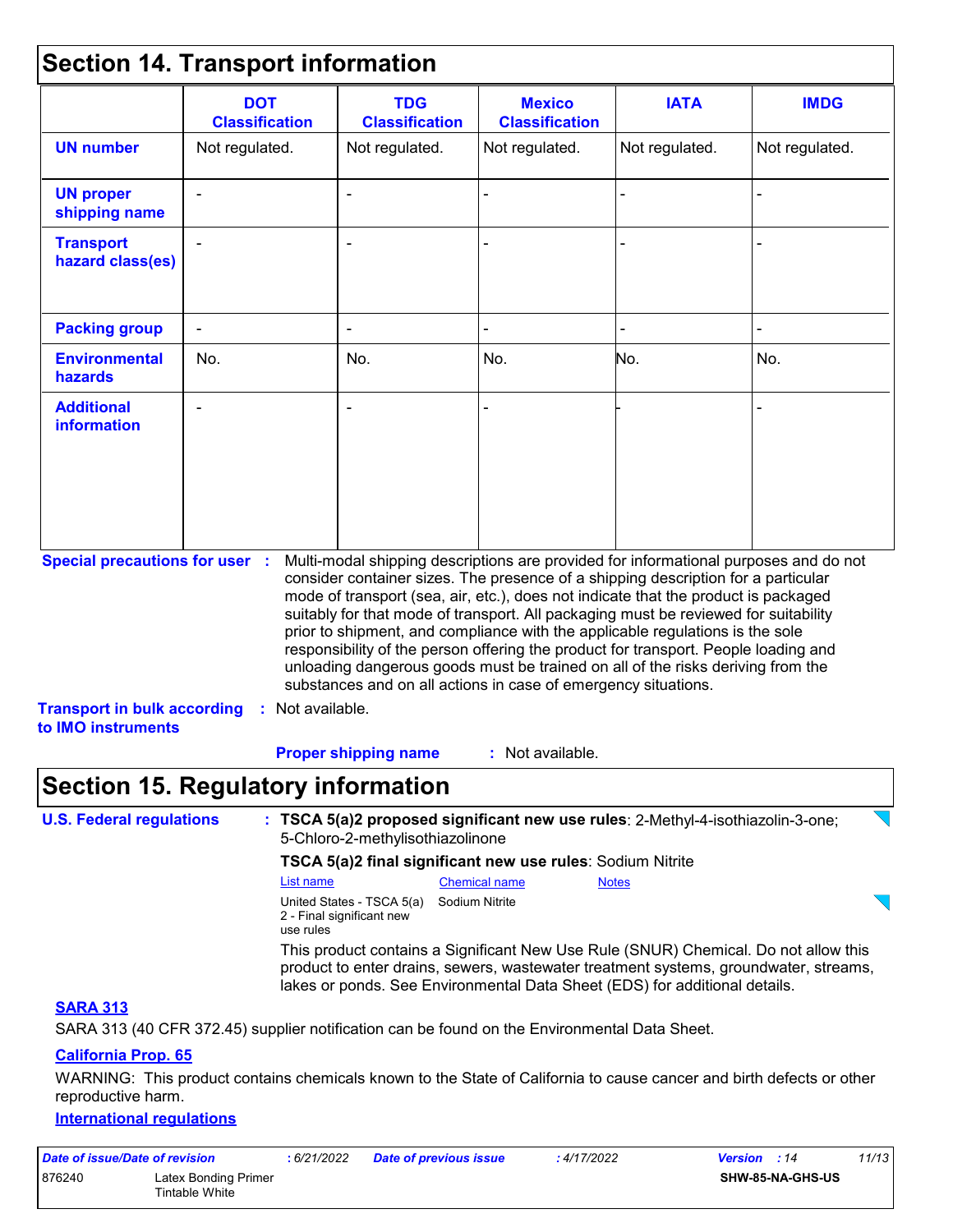## Section 14. Transport information

| | DOT Classification | TDG Classification | Mexico Classification | IATA | IMDG |
|---|---|---|---|---|---|
| **UN number** | Not regulated. | Not regulated. | Not regulated. | Not regulated. | Not regulated. |
| **UN proper shipping name** | - | - | - | - | - |
| **Transport hazard class(es)** | - | - | - | - | - |
| **Packing group** | - | - | - | - | - |
| **Environmental hazards** | No. | No. | No. | No. | No. |
| **Additional information** | - | - | - | - | - |

**Special precautions for user** : Multi-modal shipping descriptions are provided for informational purposes and do not consider container sizes. The presence of a shipping description for a particular mode of transport (sea, air, etc.), does not indicate that the product is packaged suitably for that mode of transport. All packaging must be reviewed for suitability prior to shipment, and compliance with the applicable regulations is the sole responsibility of the person offering the product for transport. People loading and unloading dangerous goods must be trained on all of the risks deriving from the substances and on all actions in case of emergency situations.

**Transport in bulk according to IMO instruments** : Not available.

**Proper shipping name** : Not available.

## Section 15. Regulatory information

**U.S. Federal regulations** : **TSCA 5(a)2 proposed significant new use rules**: 2-Methyl-4-isothiazolin-3-one; 5-Chloro-2-methylisothiazolinone

**TSCA 5(a)2 final significant new use rules**: Sodium Nitrite

| List name | Chemical name | Notes |
|---|---|---|
| United States - TSCA 5(a) 2 - Final significant new use rules | Sodium Nitrite | |

This product contains a Significant New Use Rule (SNUR) Chemical. Do not allow this product to enter drains, sewers, wastewater treatment systems, groundwater, streams, lakes or ponds. See Environmental Data Sheet (EDS) for additional details.

### SARA 313

SARA 313 (40 CFR 372.45) supplier notification can be found on the Environmental Data Sheet.

### California Prop. 65

WARNING: This product contains chemicals known to the State of California to cause cancer and birth defects or other reproductive harm.

### International regulations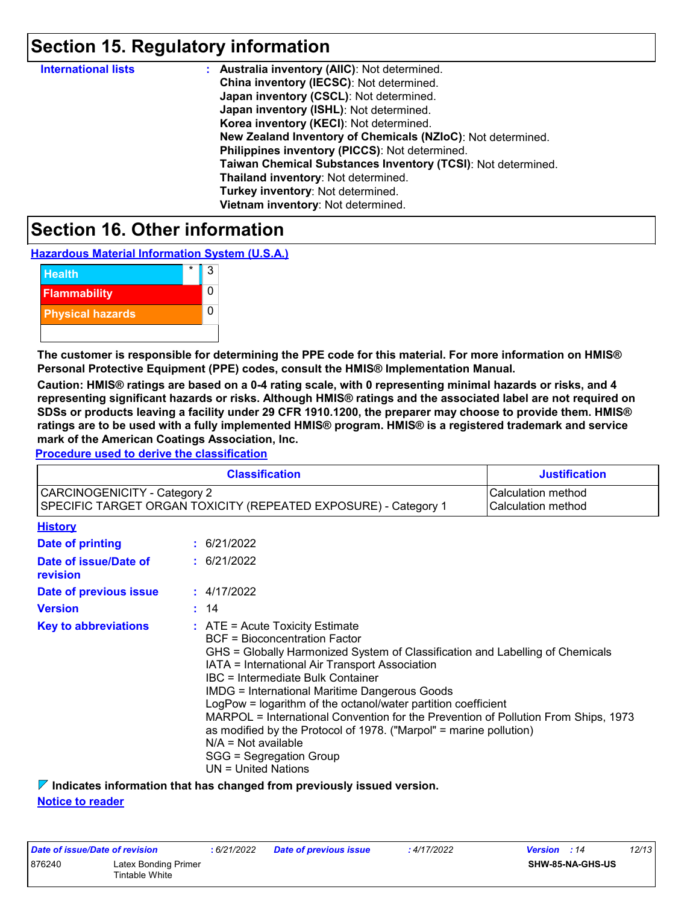# Section 15. Regulatory information

**International lists** :
**Australia inventory (AIIC)**: Not determined.
**China inventory (IECSC)**: Not determined.
**Japan inventory (CSCL)**: Not determined.
**Japan inventory (ISHL)**: Not determined.
**Korea inventory (KECI)**: Not determined.
**New Zealand Inventory of Chemicals (NZIoC)**: Not determined.
**Philippines inventory (PICCS)**: Not determined.
**Taiwan Chemical Substances Inventory (TCSI)**: Not determined.
**Thailand inventory**: Not determined.
**Turkey inventory**: Not determined.
**Vietnam inventory**: Not determined.

# Section 16. Other information

**Hazardous Material Information System (U.S.A.)**

| | | |
|---|---|---|
| Health | * | 3 |
| Flammability | | 0 |
| Physical hazards | | 0 |

**The customer is responsible for determining the PPE code for this material. For more information on HMIS® Personal Protective Equipment (PPE) codes, consult the HMIS® Implementation Manual.**

**Caution: HMIS® ratings are based on a 0-4 rating scale, with 0 representing minimal hazards or risks, and 4 representing significant hazards or risks. Although HMIS® ratings and the associated label are not required on SDSs or products leaving a facility under 29 CFR 1910.1200, the preparer may choose to provide them. HMIS® ratings are to be used with a fully implemented HMIS® program. HMIS® is a registered trademark and service mark of the American Coatings Association, Inc.**

**Procedure used to derive the classification**

| Classification | Justification |
|---|---|
| CARCINOGENICITY - Category 2 | Calculation method |
| SPECIFIC TARGET ORGAN TOXICITY (REPEATED EXPOSURE) - Category 1 | Calculation method |

**History**

**Date of printing** : 6/21/2022

**Date of issue/Date of revision** : 6/21/2022

**Date of previous issue** : 4/17/2022

**Version** : 14

**Key to abbreviations** :
ATE = Acute Toxicity Estimate
BCF = Bioconcentration Factor
GHS = Globally Harmonized System of Classification and Labelling of Chemicals
IATA = International Air Transport Association
IBC = Intermediate Bulk Container
IMDG = International Maritime Dangerous Goods
LogPow = logarithm of the octanol/water partition coefficient
MARPOL = International Convention for the Prevention of Pollution From Ships, 1973 as modified by the Protocol of 1978. ("Marpol" = marine pollution)
N/A = Not available
SGG = Segregation Group
UN = United Nations

**Indicates information that has changed from previously issued version.**

**Notice to reader**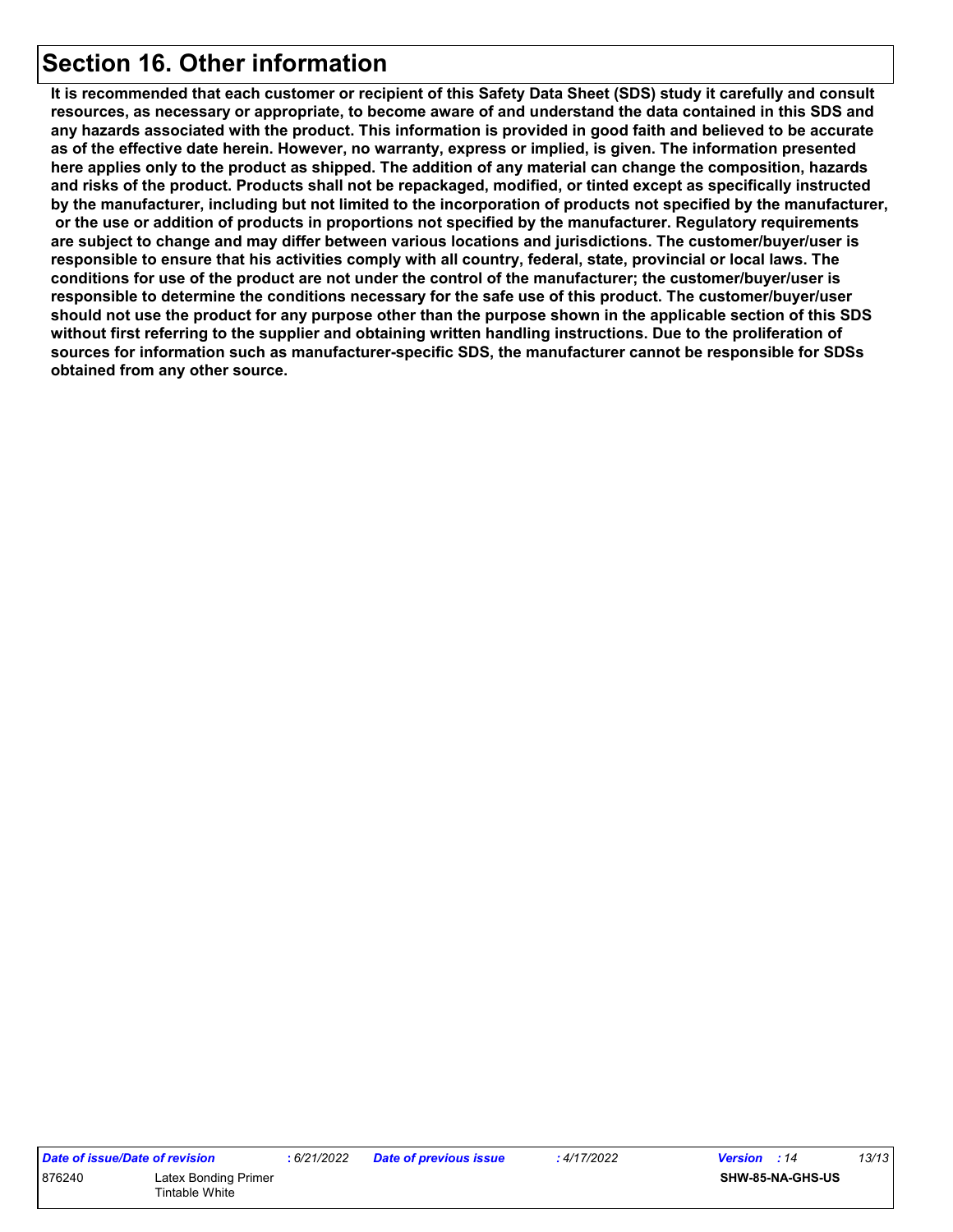# Section 16. Other information

**It is recommended that each customer or recipient of this Safety Data Sheet (SDS) study it carefully and consult resources, as necessary or appropriate, to become aware of and understand the data contained in this SDS and any hazards associated with the product. This information is provided in good faith and believed to be accurate as of the effective date herein. However, no warranty, express or implied, is given. The information presented here applies only to the product as shipped. The addition of any material can change the composition, hazards and risks of the product. Products shall not be repackaged, modified, or tinted except as specifically instructed by the manufacturer, including but not limited to the incorporation of products not specified by the manufacturer, or the use or addition of products in proportions not specified by the manufacturer. Regulatory requirements are subject to change and may differ between various locations and jurisdictions. The customer/buyer/user is responsible to ensure that his activities comply with all country, federal, state, provincial or local laws. The conditions for use of the product are not under the control of the manufacturer; the customer/buyer/user is responsible to determine the conditions necessary for the safe use of this product. The customer/buyer/user should not use the product for any purpose other than the purpose shown in the applicable section of this SDS without first referring to the supplier and obtaining written handling instructions. Due to the proliferation of sources for information such as manufacturer-specific SDS, the manufacturer cannot be responsible for SDSs obtained from any other source.**